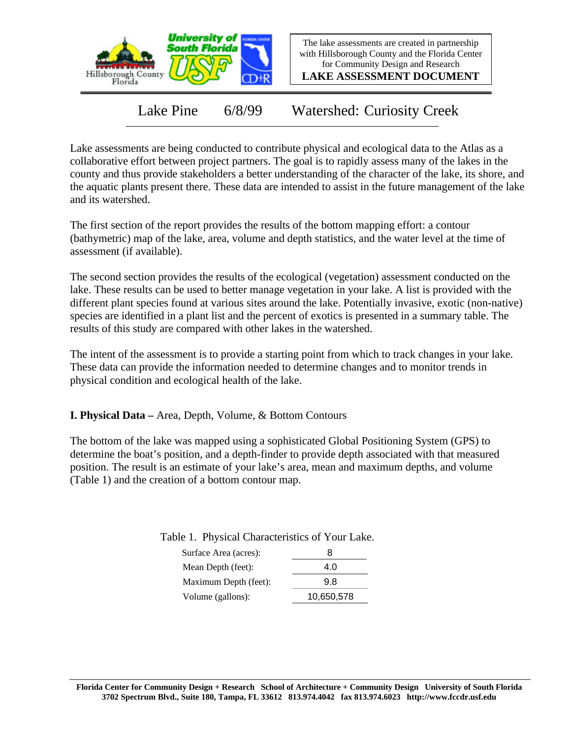The lake assessments are created in partnership with Hillsborough County and the Florida Center for Community Design and Research

**LAKE ASSESSMENT DOCUMENT**

# Lake Pine 6/8/99 Watershed: Curiosity Creek

Lake assessments are being conducted to contribute physical and ecological data to the Atlas as a collaborative effort between project partners. The goal is to rapidly assess many of the lakes in the county and thus provide stakeholders a better understanding of the character of the lake, its shore, and the aquatic plants present there. These data are intended to assist in the future management of the lake and its watershed.

The first section of the report provides the results of the bottom mapping effort: a contour (bathymetric) map of the lake, area, volume and depth statistics, and the water level at the time of assessment (if available).

The second section provides the results of the ecological (vegetation) assessment conducted on the lake. These results can be used to better manage vegetation in your lake. A list is provided with the different plant species found at various sites around the lake. Potentially invasive, exotic (non-native) species are identified in a plant list and the percent of exotics is presented in a summary table. The results of this study are compared with other lakes in the watershed.

The intent of the assessment is to provide a starting point from which to track changes in your lake. These data can provide the information needed to determine changes and to monitor trends in physical condition and ecological health of the lake.

## I. Physical Data – Area, Depth, Volume, & Bottom Contours

The bottom of the lake was mapped using a sophisticated Global Positioning System (GPS) to determine the boat's position, and a depth-finder to provide depth associated with that measured position. The result is an estimate of your lake's area, mean and maximum depths, and volume (Table 1) and the creation of a bottom contour map.

Table 1. Physical Characteristics of Your Lake.

| | |
|---|---|
| Surface Area (acres): | 8 |
| Mean Depth (feet): | 4.0 |
| Maximum Depth (feet): | 9.8 |
| Volume (gallons): | 10,650,578 |

**Florida Center for Community Design + Research School of Architecture + Community Design University of South Florida**
**3702 Spectrum Blvd., Suite 180, Tampa, FL 33612 813.974.4042 fax 813.974.6023 http://www.fccdr.usf.edu**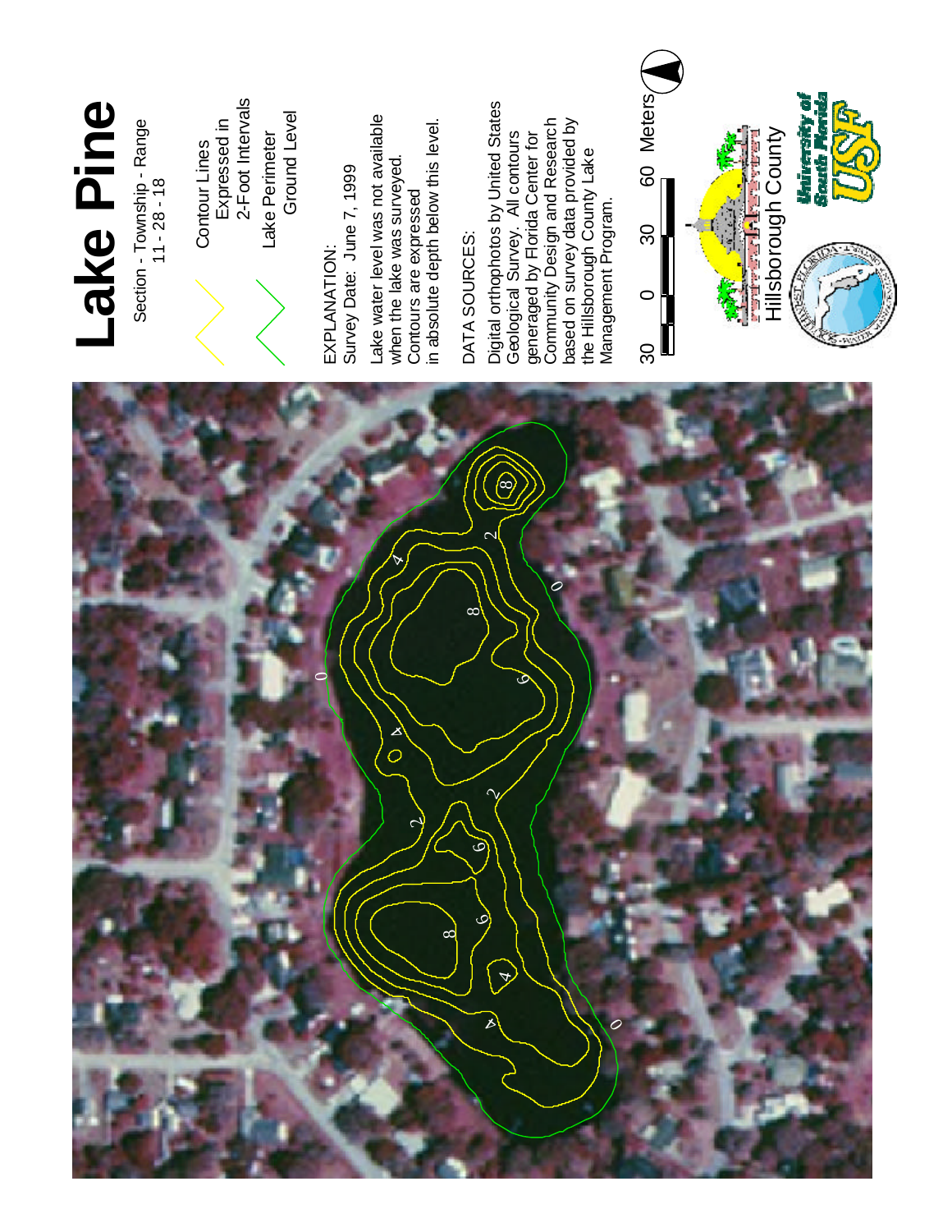# Lake Pine

Section - Township - Range
11 - 28 - 18

Contour Lines
Expressed in
2-Foot Intervals

Lake Perimeter
Ground Level

EXPLANATION:
Survey Date: June 7, 1999

Lake water level was not available when the lake was surveyed. Contours are expressed in absolute depth below this level.

DATA SOURCES:

Digital orthophotos by United States Geological Survey. All contours generated by Florida Center for Community Design and Research based on survey data provided by the Hillsborough County Lake Management Program.

30 0 30 60 Meters

Hillsborough County

University of South Florida
USF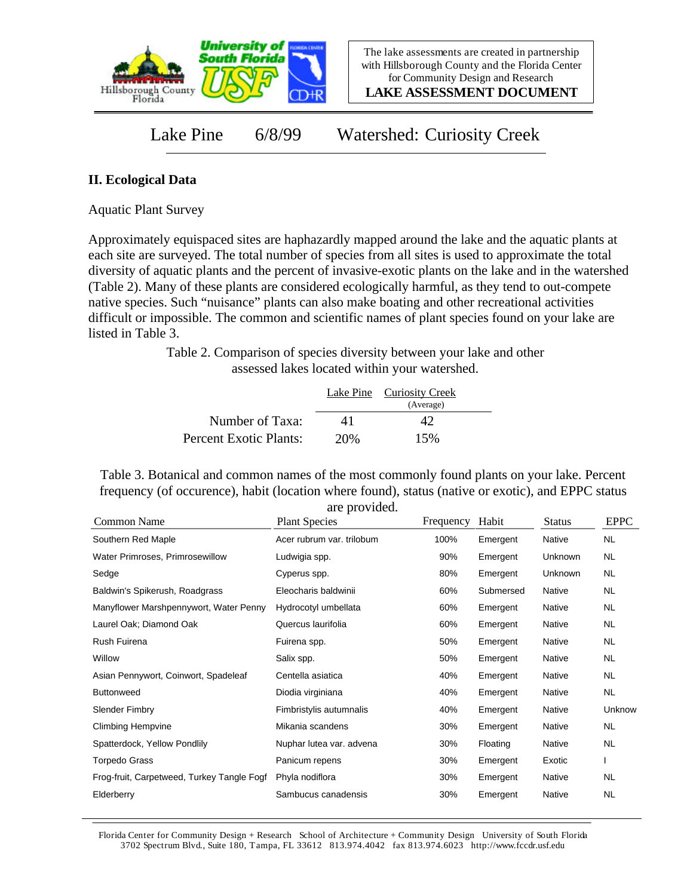The lake assessments are created in partnership with Hillsborough County and the Florida Center for Community Design and Research

**LAKE ASSESSMENT DOCUMENT**

# Lake Pine 6/8/99 Watershed: Curiosity Creek

## II. Ecological Data

Aquatic Plant Survey

Approximately equispaced sites are haphazardly mapped around the lake and the aquatic plants at each site are surveyed. The total number of species from all sites is used to approximate the total diversity of aquatic plants and the percent of invasive-exotic plants on the lake and in the watershed (Table 2). Many of these plants are considered ecologically harmful, as they tend to out-compete native species. Such "nuisance" plants can also make boating and other recreational activities difficult or impossible. The common and scientific names of plant species found on your lake are listed in Table 3.

Table 2. Comparison of species diversity between your lake and other assessed lakes located within your watershed.

| | Lake Pine | Curiosity Creek (Average) |
|---|---|---|
| Number of Taxa: | 41 | 42 |
| Percent Exotic Plants: | 20% | 15% |

Table 3. Botanical and common names of the most commonly found plants on your lake. Percent frequency (of occurence), habit (location where found), status (native or exotic), and EPPC status are provided.

| Common Name | Plant Species | Frequency | Habit | Status | EPPC |
|---|---|---|---|---|---|
| Southern Red Maple | Acer rubrum var. trilobum | 100% | Emergent | Native | NL |
| Water Primroses, Primrosewillow | Ludwigia spp. | 90% | Emergent | Unknown | NL |
| Sedge | Cyperus spp. | 80% | Emergent | Unknown | NL |
| Baldwin's Spikerush, Roadgrass | Eleocharis baldwinii | 60% | Submersed | Native | NL |
| Manyflower Marshpennywort, Water Penny | Hydrocotyl umbellata | 60% | Emergent | Native | NL |
| Laurel Oak; Diamond Oak | Quercus laurifolia | 60% | Emergent | Native | NL |
| Rush Fuirena | Fuirena spp. | 50% | Emergent | Native | NL |
| Willow | Salix spp. | 50% | Emergent | Native | NL |
| Asian Pennywort, Coinwort, Spadeleaf | Centella asiatica | 40% | Emergent | Native | NL |
| Buttonweed | Diodia virginiana | 40% | Emergent | Native | NL |
| Slender Fimbry | Fimbristylis autumnalis | 40% | Emergent | Native | Unknow |
| Climbing Hempvine | Mikania scandens | 30% | Emergent | Native | NL |
| Spatterdock, Yellow Pondlily | Nuphar lutea var. advena | 30% | Floating | Native | NL |
| Torpedo Grass | Panicum repens | 30% | Emergent | Exotic | I |
| Frog-fruit, Carpetweed, Turkey Tangle Fogf | Phyla nodiflora | 30% | Emergent | Native | NL |
| Elderberry | Sambucus canadensis | 30% | Emergent | Native | NL |

Florida Center for Community Design + Research School of Architecture + Community Design University of South Florida 3702 Spectrum Blvd., Suite 180, Tampa, FL 33612 813.974.4042 fax 813.974.6023 http://www.fccdr.usf.edu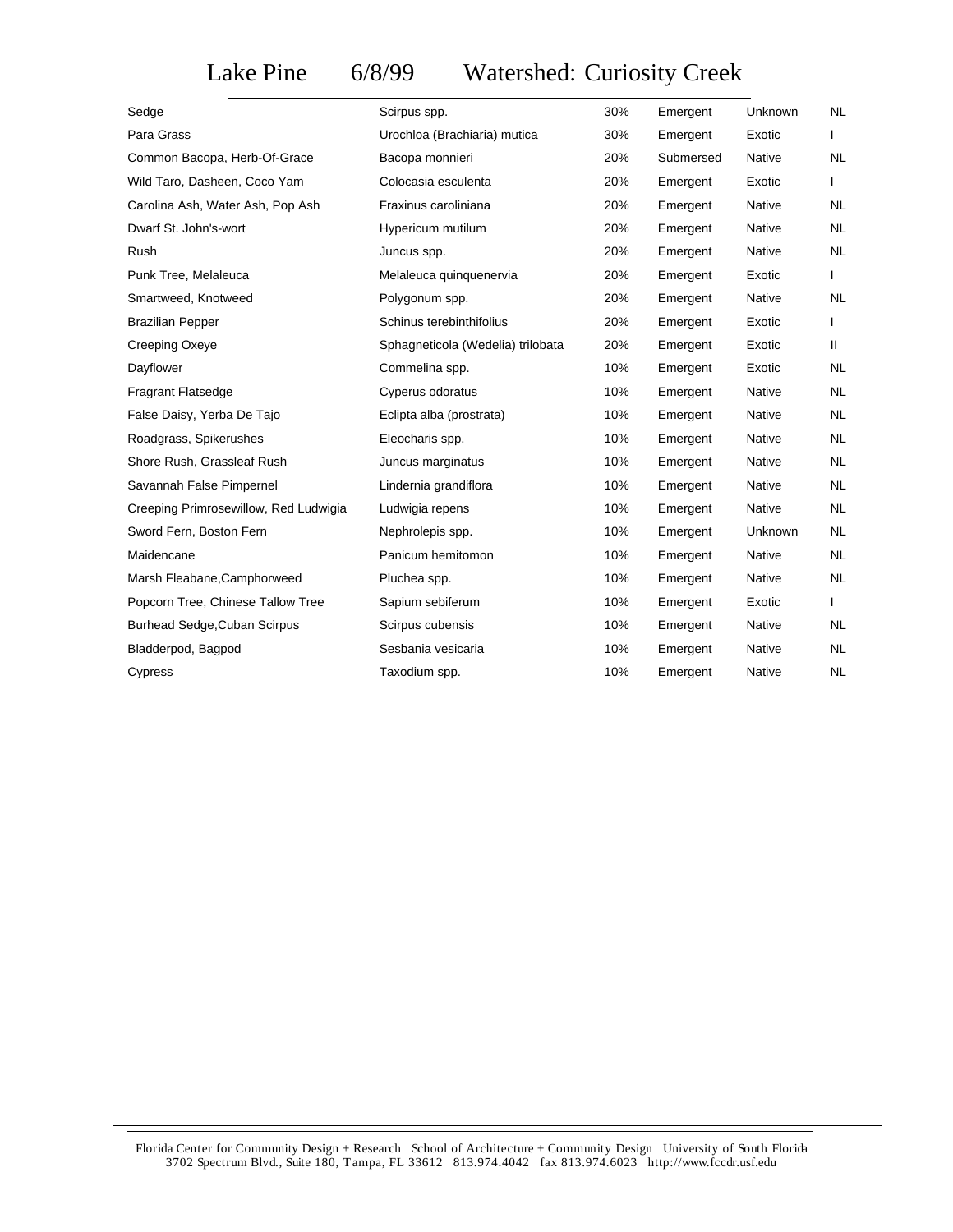# Lake Pine 6/8/99 Watershed: Curiosity Creek

| Common Name | Scientific Name | Cover | Habit | Origin | Status |
|---|---|---|---|---|---|
| Sedge | Scirpus spp. | 30% | Emergent | Unknown | NL |
| Para Grass | Urochloa (Brachiaria) mutica | 30% | Emergent | Exotic | I |
| Common Bacopa, Herb-Of-Grace | Bacopa monnieri | 20% | Submersed | Native | NL |
| Wild Taro, Dasheen, Coco Yam | Colocasia esculenta | 20% | Emergent | Exotic | I |
| Carolina Ash, Water Ash, Pop Ash | Fraxinus caroliniana | 20% | Emergent | Native | NL |
| Dwarf St. John's-wort | Hypericum mutilum | 20% | Emergent | Native | NL |
| Rush | Juncus spp. | 20% | Emergent | Native | NL |
| Punk Tree, Melaleuca | Melaleuca quinquenervia | 20% | Emergent | Exotic | I |
| Smartweed, Knotweed | Polygonum spp. | 20% | Emergent | Native | NL |
| Brazilian Pepper | Schinus terebinthifolius | 20% | Emergent | Exotic | I |
| Creeping Oxeye | Sphagneticola (Wedelia) trilobata | 20% | Emergent | Exotic | II |
| Dayflower | Commelina spp. | 10% | Emergent | Exotic | NL |
| Fragrant Flatsedge | Cyperus odoratus | 10% | Emergent | Native | NL |
| False Daisy, Yerba De Tajo | Eclipta alba (prostrata) | 10% | Emergent | Native | NL |
| Roadgrass, Spikerushes | Eleocharis spp. | 10% | Emergent | Native | NL |
| Shore Rush, Grassleaf Rush | Juncus marginatus | 10% | Emergent | Native | NL |
| Savannah False Pimpernel | Lindernia grandiflora | 10% | Emergent | Native | NL |
| Creeping Primrosewillow, Red Ludwigia | Ludwigia repens | 10% | Emergent | Native | NL |
| Sword Fern, Boston Fern | Nephrolepis spp. | 10% | Emergent | Unknown | NL |
| Maidencane | Panicum hemitomon | 10% | Emergent | Native | NL |
| Marsh Fleabane,Camphorweed | Pluchea spp. | 10% | Emergent | Native | NL |
| Popcorn Tree, Chinese Tallow Tree | Sapium sebiferum | 10% | Emergent | Exotic | I |
| Burhead Sedge,Cuban Scirpus | Scirpus cubensis | 10% | Emergent | Native | NL |
| Bladderpod, Bagpod | Sesbania vesicaria | 10% | Emergent | Native | NL |
| Cypress | Taxodium spp. | 10% | Emergent | Native | NL |

Florida Center for Community Design + Research School of Architecture + Community Design University of South Florida
3702 Spectrum Blvd., Suite 180, Tampa, FL 33612 813.974.4042 fax 813.974.6023 http://www.fccdr.usf.edu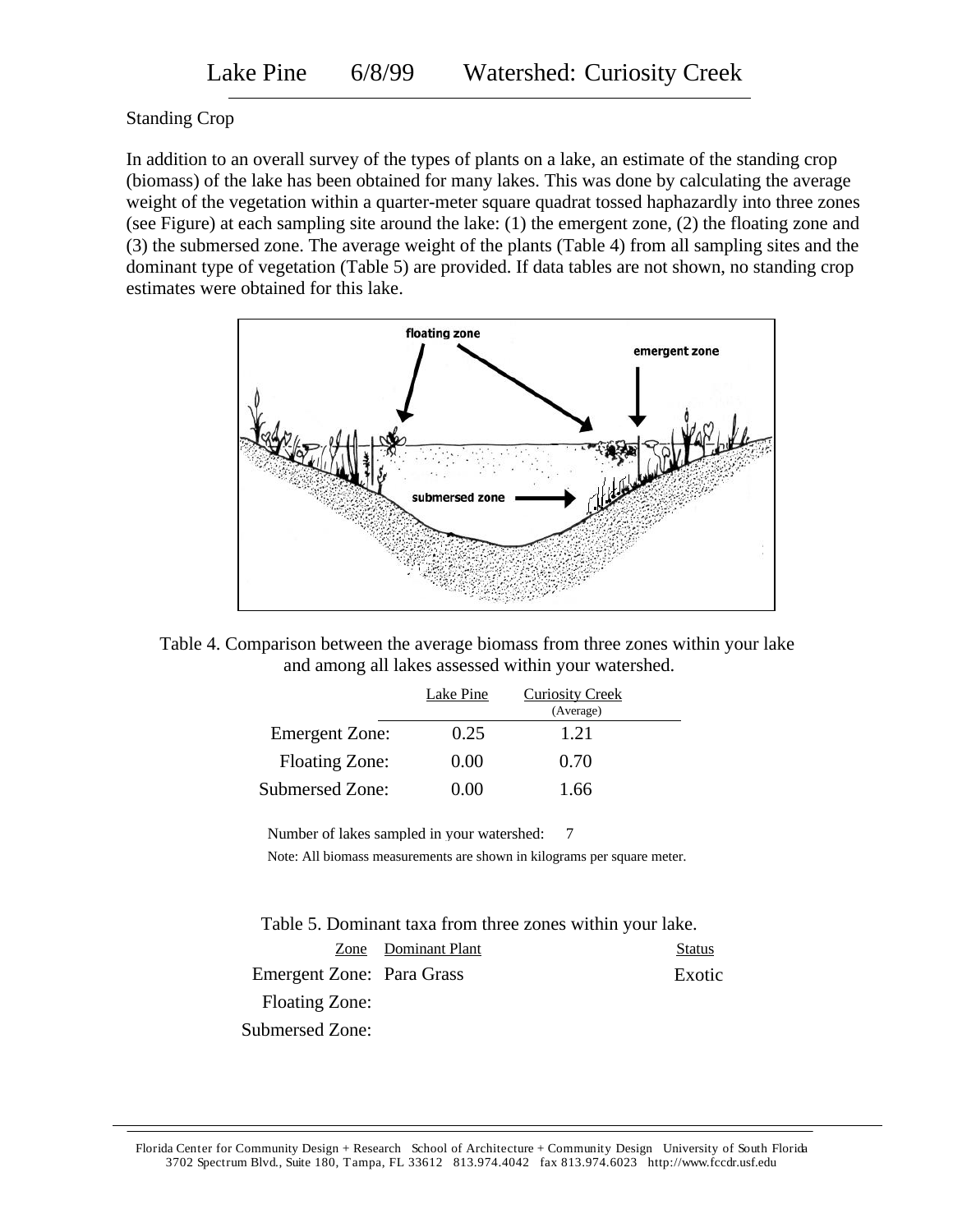Lake Pine 6/8/99 Watershed: Curiosity Creek

Standing Crop

In addition to an overall survey of the types of plants on a lake, an estimate of the standing crop (biomass) of the lake has been obtained for many lakes. This was done by calculating the average weight of the vegetation within a quarter-meter square quadrat tossed haphazardly into three zones (see Figure) at each sampling site around the lake: (1) the emergent zone, (2) the floating zone and (3) the submersed zone. The average weight of the plants (Table 4) from all sampling sites and the dominant type of vegetation (Table 5) are provided. If data tables are not shown, no standing crop estimates were obtained for this lake.

floating zone

emergent zone

submersed zone

Table 4. Comparison between the average biomass from three zones within your lake and among all lakes assessed within your watershed.

| | Lake Pine | Curiosity Creek (Average) |
|---|---|---|
| Emergent Zone: | 0.25 | 1.21 |
| Floating Zone: | 0.00 | 0.70 |
| Submersed Zone: | 0.00 | 1.66 |

Number of lakes sampled in your watershed: 7

Note: All biomass measurements are shown in kilograms per square meter.

Table 5. Dominant taxa from three zones within your lake.

| Zone | Dominant Plant | Status |
|---|---|---|
| Emergent Zone: | Para Grass | Exotic |
| Floating Zone: | | |
| Submersed Zone: | | |